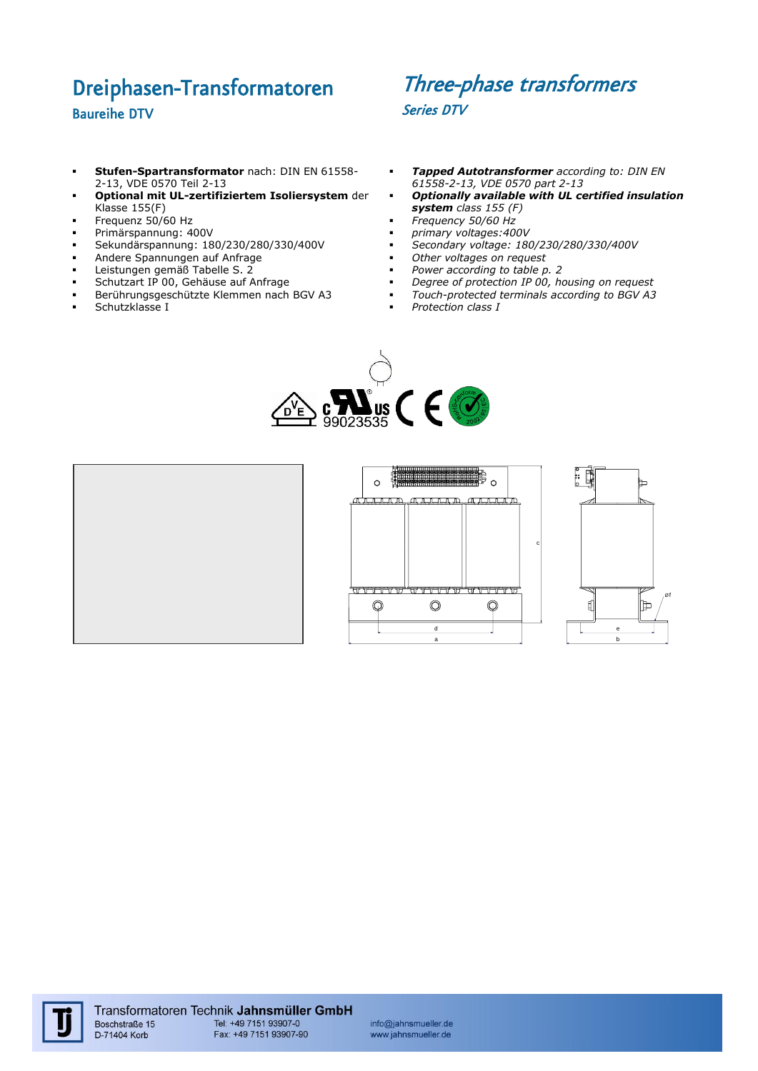# Dreiphasen-Transformatoren

## Baureihe DTV

- **Stufen-Spartransformator** nach: DIN EN 61558-2-13, VDE 0570 Teil 2-13
- **Optional mit UL-zertifiziertem Isoliersystem** der Klasse 155(F)
- Frequenz 50/60 Hz
- Primärspannung: 400V
- Sekundärspannung: 180/230/280/330/400V
- Andere Spannungen auf Anfrage
- Leistungen gemäß Tabelle S. 2
- Schutzart IP 00, Gehäuse auf Anfrage
- Berührungsgeschützte Klemmen nach BGV A3
- Schutzklasse I

# *Three-phase transformers*

## *Series DTV*

- ***Tapped Autotransformer*** *according to: DIN EN 61558-2-13, VDE 0570 part 2-13*
- ***Optionally available with UL certified insulation system*** *class 155 (F)*
- *Frequency 50/60 Hz*
- *primary voltages:400V*
- *Secondary voltage: 180/230/280/330/400V*
- *Other voltages on request*
- *Power according to table p. 2*
- *Degree of protection IP 00, housing on request*
- *Touch-protected terminals according to BGV A3*
- *Protection class I*

99023535

**Transformatoren Technik Jahnsmüller GmbH**
Boschstraße 15
D-71404 Korb
Tel: +49 7151 93907-0
Fax: +49 7151 93907-90
info@jahnsmueller.de
www.jahnsmueller.de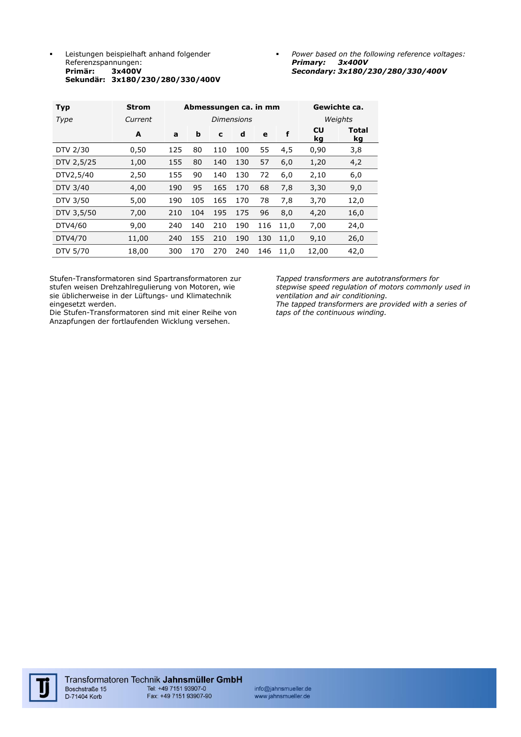- Leistungen beispielhaft anhand folgender Referenzspannungen:
  **Primär: 3x400V**
  **Sekundär: 3x180/230/280/330/400V**

- *Power based on the following reference voltages:*
  ***Primary: 3x400V***
  ***Secondary: 3x180/230/280/330/400V***

| **Typ** | **Strom** | **Abmessungen ca. in mm** | | | | | | **Gewichte ca.** | |
|---|---|---|---|---|---|---|---|---|---|
| *Type* | *Current* | *Dimensions* | | | | | | *Weights* | |
| | **A** | **a** | **b** | **c** | **d** | **e** | **f** | **CU kg** | **Total kg** |
| DTV 2/30 | 0,50 | 125 | 80 | 110 | 100 | 55 | 4,5 | 0,90 | 3,8 |
| DTV 2,5/25 | 1,00 | 155 | 80 | 140 | 130 | 57 | 6,0 | 1,20 | 4,2 |
| DTV2,5/40 | 2,50 | 155 | 90 | 140 | 130 | 72 | 6,0 | 2,10 | 6,0 |
| DTV 3/40 | 4,00 | 190 | 95 | 165 | 170 | 68 | 7,8 | 3,30 | 9,0 |
| DTV 3/50 | 5,00 | 190 | 105 | 165 | 170 | 78 | 7,8 | 3,70 | 12,0 |
| DTV 3,5/50 | 7,00 | 210 | 104 | 195 | 175 | 96 | 8,0 | 4,20 | 16,0 |
| DTV4/60 | 9,00 | 240 | 140 | 210 | 190 | 116 | 11,0 | 7,00 | 24,0 |
| DTV4/70 | 11,00 | 240 | 155 | 210 | 190 | 130 | 11,0 | 9,10 | 26,0 |
| DTV 5/70 | 18,00 | 300 | 170 | 270 | 240 | 146 | 11,0 | 12,00 | 42,0 |

Stufen-Transformatoren sind Spartransformatoren zur stufen weisen Drehzahlregulierung von Motoren, wie sie üblicherweise in der Lüftungs- und Klimatechnik eingesetzt werden.
Die Stufen-Transformatoren sind mit einer Reihe von Anzapfungen der fortlaufenden Wicklung versehen.

*Tapped transformers are autotransformers for stepwise speed regulation of motors commonly used in ventilation and air conditioning.*
*The tapped transformers are provided with a series of taps of the continuous winding.*

Transformatoren Technik **Jahnsmüller GmbH**
Boschstraße 15
D-71404 Korb
Tel: +49 7151 93907-0
Fax: +49 7151 93907-90
info@jahnsmueller.de
www.jahnsmueller.de